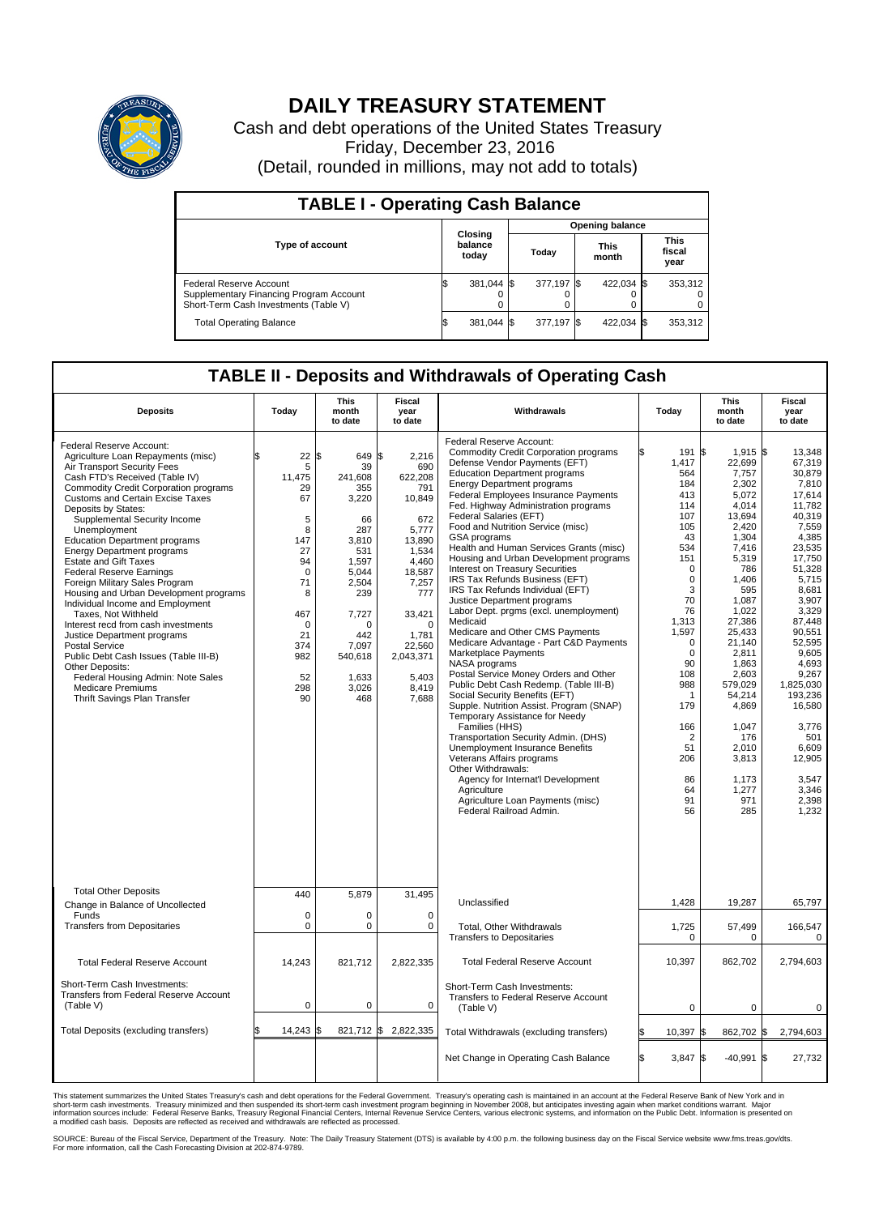# DAILY TREASURY STATEMENT

Cash and debt operations of the United States Treasury
Friday, December 23, 2016
(Detail, rounded in millions, may not add to totals)

## TABLE I - Operating Cash Balance

| Type of account | Closing balance today | Opening balance Today | Opening balance This month | Opening balance This fiscal year |
|---|---|---|---|---|
| Federal Reserve Account | $ 381,044 | $ 377,197 | $ 422,034 | $ 353,312 |
| Supplementary Financing Program Account | 0 | 0 | 0 | 0 |
| Short-Term Cash Investments (Table V) | 0 | 0 | 0 | 0 |
| Total Operating Balance | $ 381,044 | $ 377,197 | $ 422,034 | $ 353,312 |

## TABLE II - Deposits and Withdrawals of Operating Cash

| Deposits | Today | This month to date | Fiscal year to date |
|---|---|---|---|
| Federal Reserve Account: | | | |
| Agriculture Loan Repayments (misc) | $ 22 | $ 649 | $ 2,216 |
| Air Transport Security Fees | 5 | 39 | 690 |
| Cash FTD's Received (Table IV) | 11,475 | 241,608 | 622,208 |
| Commodity Credit Corporation programs | 29 | 355 | 791 |
| Customs and Certain Excise Taxes | 67 | 3,220 | 10,849 |
| Deposits by States: | | | |
| Supplemental Security Income | 5 | 66 | 672 |
| Unemployment | 8 | 287 | 5,777 |
| Education Department programs | 147 | 3,810 | 13,890 |
| Energy Department programs | 27 | 531 | 1,534 |
| Estate and Gift Taxes | 94 | 1,597 | 4,460 |
| Federal Reserve Earnings | 0 | 5,044 | 18,587 |
| Foreign Military Sales Program | 71 | 2,504 | 7,257 |
| Housing and Urban Development programs | 8 | 239 | 777 |
| Individual Income and Employment Taxes, Not Withheld | 467 | 7,727 | 33,421 |
| Interest recd from cash investments | 0 | 0 | 0 |
| Justice Department programs | 21 | 442 | 1,781 |
| Postal Service | 374 | 7,097 | 22,560 |
| Public Debt Cash Issues (Table III-B) | 982 | 540,618 | 2,043,371 |
| Other Deposits: | | | |
| Federal Housing Admin: Note Sales | 52 | 1,633 | 5,403 |
| Medicare Premiums | 298 | 3,026 | 8,419 |
| Thrift Savings Plan Transfer | 90 | 468 | 7,688 |
| Total Other Deposits | 440 | 5,879 | 31,495 |
| Change in Balance of Uncollected Funds | 0 | 0 | 0 |
| Transfers from Depositaries | 0 | 0 | 0 |
| Total Federal Reserve Account | 14,243 | 821,712 | 2,822,335 |
| Short-Term Cash Investments: Transfers from Federal Reserve Account (Table V) | 0 | 0 | 0 |
| Total Deposits (excluding transfers) | $ 14,243 | $ 821,712 | $ 2,822,335 |

| Withdrawals | Today | This month to date | Fiscal year to date |
|---|---|---|---|
| Federal Reserve Account: | | | |
| Commodity Credit Corporation programs | $ 191 | $ 1,915 | $ 13,348 |
| Defense Vendor Payments (EFT) | 1,417 | 22,699 | 67,319 |
| Education Department programs | 564 | 7,757 | 30,879 |
| Energy Department programs | 184 | 2,302 | 7,810 |
| Federal Employees Insurance Payments | 413 | 5,072 | 17,614 |
| Fed. Highway Administration programs | 114 | 4,014 | 11,782 |
| Federal Salaries (EFT) | 107 | 13,694 | 40,319 |
| Food and Nutrition Service (misc) | 105 | 2,420 | 7,559 |
| GSA programs | 43 | 1,304 | 4,385 |
| Health and Human Services Grants (misc) | 534 | 7,416 | 23,535 |
| Housing and Urban Development programs | 151 | 5,319 | 17,750 |
| Interest on Treasury Securities | 0 | 786 | 51,328 |
| IRS Tax Refunds Business (EFT) | 0 | 1,406 | 5,715 |
| IRS Tax Refunds Individual (EFT) | 3 | 595 | 8,681 |
| Justice Department programs | 70 | 1,087 | 3,907 |
| Labor Dept. prgms (excl. unemployment) | 76 | 1,022 | 3,329 |
| Medicaid | 1,313 | 27,386 | 87,448 |
| Medicare and Other CMS Payments | 1,597 | 25,433 | 90,551 |
| Medicare Advantage - Part C&D Payments | 0 | 21,140 | 52,595 |
| Marketplace Payments | 0 | 2,811 | 9,605 |
| NASA programs | 90 | 1,863 | 4,693 |
| Postal Service Money Orders and Other | 108 | 2,603 | 9,267 |
| Public Debt Cash Redemp. (Table III-B) | 988 | 579,029 | 1,825,030 |
| Social Security Benefits (EFT) | 1 | 54,214 | 193,236 |
| Supple. Nutrition Assist. Program (SNAP) | 179 | 4,869 | 16,580 |
| Temporary Assistance for Needy Families (HHS) | 166 | 1,047 | 3,776 |
| Transportation Security Admin. (DHS) | 2 | 176 | 501 |
| Unemployment Insurance Benefits | 51 | 2,010 | 6,609 |
| Veterans Affairs programs | 206 | 3,813 | 12,905 |
| Other Withdrawals: | | | |
| Agency for Internat'l Development | 86 | 1,173 | 3,547 |
| Agriculture | 64 | 1,277 | 3,346 |
| Agriculture Loan Payments (misc) | 91 | 971 | 2,398 |
| Federal Railroad Admin. | 56 | 285 | 1,232 |
| Unclassified | 1,428 | 19,287 | 65,797 |
| Total, Other Withdrawals | 1,725 | 57,499 | 166,547 |
| Transfers to Depositaries | 0 | 0 | 0 |
| Total Federal Reserve Account | 10,397 | 862,702 | 2,794,603 |
| Short-Term Cash Investments: Transfers to Federal Reserve Account (Table V) | 0 | 0 | 0 |
| Total Withdrawals (excluding transfers) | $ 10,397 | $ 862,702 | $ 2,794,603 |
| Net Change in Operating Cash Balance | $ 3,847 | $ -40,991 | $ 27,732 |

This statement summarizes the United States Treasury's cash and debt operations for the Federal Government. Treasury's operating cash is maintained in an account at the Federal Reserve Bank of New York and in short-term cash investments. Treasury minimized and then suspended its short-term cash investment program beginning in November 2008, but anticipates investing again when market conditions warrant. Major information sources include: Federal Reserve Banks, Treasury Regional Financial Centers, Internal Revenue Service Centers, various electronic systems, and information on the Public Debt. Information is presented on a modified cash basis. Deposits are reflected as received and withdrawals are reflected as processed.

SOURCE: Bureau of the Fiscal Service, Department of the Treasury. Note: The Daily Treasury Statement (DTS) is available by 4:00 p.m. the following business day on the Fiscal Service website www.fms.treas.gov/dts. For more information, call the Cash Forecasting Division at 202-874-9789.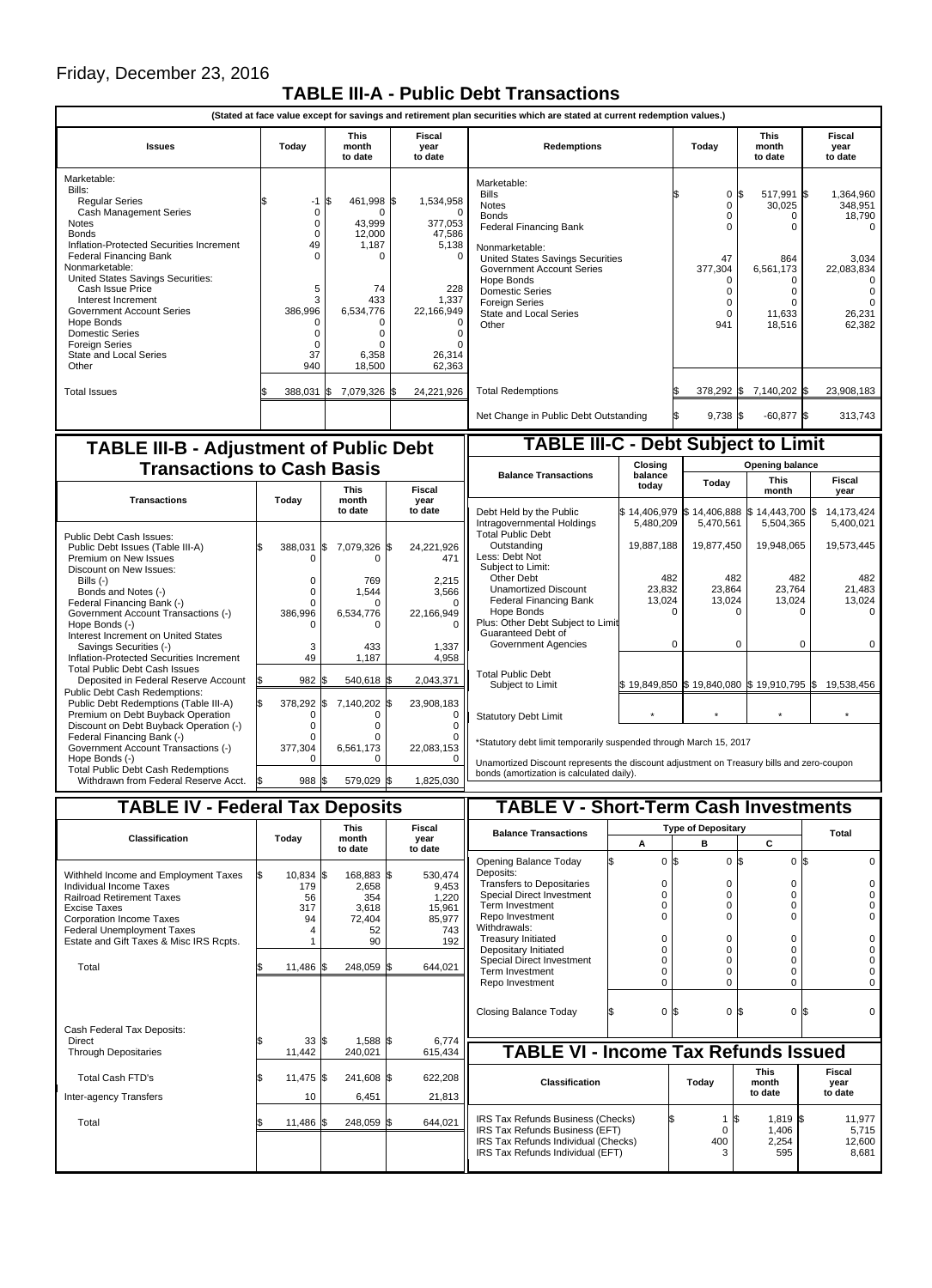Friday, December 23, 2016

# TABLE III-A - Public Debt Transactions

(Stated at face value except for savings and retirement plan securities which are stated at current redemption values.)

| Issues | Today | This month to date | Fiscal year to date |
|---|---|---|---|
| Marketable: | | | |
| Bills: | | | |
| Regular Series | $ -1 | $ 461,998 | $ 1,534,958 |
| Cash Management Series | 0 | 0 | 0 |
| Notes | 0 | 43,999 | 377,053 |
| Bonds | 0 | 12,000 | 47,586 |
| Inflation-Protected Securities Increment | 49 | 1,187 | 5,138 |
| Federal Financing Bank | 0 | 0 | 0 |
| Nonmarketable: | | | |
| United States Savings Securities: | | | |
| Cash Issue Price | 5 | 74 | 228 |
| Interest Increment | 3 | 433 | 1,337 |
| Government Account Series | 386,996 | 6,534,776 | 22,166,949 |
| Hope Bonds | 0 | 0 | 0 |
| Domestic Series | 0 | 0 | 0 |
| Foreign Series | 0 | 0 | 0 |
| State and Local Series | 37 | 6,358 | 26,314 |
| Other | 940 | 18,500 | 62,363 |
| Total Issues | $ 388,031 | $ 7,079,326 | $ 24,221,926 |

| Redemptions | Today | This month to date | Fiscal year to date |
|---|---|---|---|
| Marketable: | | | |
| Bills | $ 0 | $ 517,991 | $ 1,364,960 |
| Notes | 0 | 30,025 | 348,951 |
| Bonds | 0 | 0 | 18,790 |
| Federal Financing Bank | 0 | 0 | 0 |
| Nonmarketable: | | | |
| United States Savings Securities | 47 | 864 | 3,034 |
| Government Account Series | 377,304 | 6,561,173 | 22,083,834 |
| Hope Bonds | 0 | 0 | 0 |
| Domestic Series | 0 | 0 | 0 |
| Foreign Series | 0 | 0 | 0 |
| State and Local Series | 0 | 11,633 | 26,231 |
| Other | 941 | 18,516 | 62,382 |
| Total Redemptions | $ 378,292 | $ 7,140,202 | $ 23,908,183 |
| Net Change in Public Debt Outstanding | $ 9,738 | $ -60,877 | $ 313,743 |

# TABLE III-B - Adjustment of Public Debt Transactions to Cash Basis

| Transactions | Today | This month to date | Fiscal year to date |
|---|---|---|---|
| Public Debt Cash Issues: | | | |
| Public Debt Issues (Table III-A) | $ 388,031 | $ 7,079,326 | $ 24,221,926 |
| Premium on New Issues | 0 | 0 | 471 |
| Discount on New Issues: | | | |
| Bills (-) | 0 | 769 | 2,215 |
| Bonds and Notes (-) | 0 | 1,544 | 3,566 |
| Federal Financing Bank (-) | 0 | 0 | 0 |
| Government Account Transactions (-) | 386,996 | 6,534,776 | 22,166,949 |
| Hope Bonds (-) | 0 | 0 | 0 |
| Interest Increment on United States Savings Securities (-) | 3 | 433 | 1,337 |
| Inflation-Protected Securities Increment | 49 | 1,187 | 4,958 |
| Total Public Debt Cash Issues Deposited in Federal Reserve Account | $ 982 | $ 540,618 | $ 2,043,371 |
| Public Debt Cash Redemptions: | | | |
| Public Debt Redemptions (Table III-A) | $ 378,292 | $ 7,140,202 | $ 23,908,183 |
| Premium on Debt Buyback Operation | 0 | 0 | 0 |
| Discount on Debt Buyback Operation (-) | 0 | 0 | 0 |
| Federal Financing Bank (-) | 0 | 0 | 0 |
| Government Account Transactions (-) | 377,304 | 6,561,173 | 22,083,153 |
| Hope Bonds (-) | 0 | 0 | 0 |
| Total Public Debt Cash Redemptions Withdrawn from Federal Reserve Acct. | $ 988 | $ 579,029 | $ 1,825,030 |

# TABLE III-C - Debt Subject to Limit

| Balance Transactions | Closing balance today | Opening balance Today | Opening balance This month | Opening balance Fiscal year |
|---|---|---|---|---|
| Debt Held by the Public | $ 14,406,979 | $ 14,406,888 | $ 14,443,700 | $ 14,173,424 |
| Intragovernmental Holdings | 5,480,209 | 5,470,561 | 5,504,365 | 5,400,021 |
| Total Public Debt Outstanding | 19,887,188 | 19,877,450 | 19,948,065 | 19,573,445 |
| Less: Debt Not Subject to Limit: | | | | |
| Other Debt | 482 | 482 | 482 | 482 |
| Unamortized Discount | 23,832 | 23,864 | 23,764 | 21,483 |
| Federal Financing Bank | 13,024 | 13,024 | 13,024 | 13,024 |
| Hope Bonds | 0 | 0 | 0 | 0 |
| Plus: Other Debt Subject to Limit | | | | |
| Guaranteed Debt of Government Agencies | 0 | 0 | 0 | 0 |
| Total Public Debt Subject to Limit | $ 19,849,850 | $ 19,840,080 | $ 19,910,795 | $ 19,538,456 |
| Statutory Debt Limit | * | * | * | * |

*Statutory debt limit temporarily suspended through March 15, 2017

Unamortized Discount represents the discount adjustment on Treasury bills and zero-coupon bonds (amortization is calculated daily).

# TABLE IV - Federal Tax Deposits

| Classification | Today | This month to date | Fiscal year to date |
|---|---|---|---|
| Withheld Income and Employment Taxes | $ 10,834 | $ 168,883 | $ 530,474 |
| Individual Income Taxes | 179 | 2,658 | 9,453 |
| Railroad Retirement Taxes | 56 | 354 | 1,220 |
| Excise Taxes | 317 | 3,618 | 15,961 |
| Corporation Income Taxes | 94 | 72,404 | 85,977 |
| Federal Unemployment Taxes | 4 | 52 | 743 |
| Estate and Gift Taxes & Misc IRS Rcpts. | 1 | 90 | 192 |
| Total | $ 11,486 | $ 248,059 | $ 644,021 |
| Cash Federal Tax Deposits: | | | |
| Direct | $ 33 | $ 1,588 | $ 6,774 |
| Through Depositaries | 11,442 | 240,021 | 615,434 |
| Total Cash FTD's | $ 11,475 | $ 241,608 | $ 622,208 |
| Inter-agency Transfers | 10 | 6,451 | 21,813 |
| Total | $ 11,486 | $ 248,059 | $ 644,021 |

# TABLE V - Short-Term Cash Investments

| Balance Transactions | Type of Depositary A | Type of Depositary B | Type of Depositary C | Total |
|---|---|---|---|---|
| Opening Balance Today | $ 0 | $ 0 | $ 0 | $ 0 |
| Deposits: | | | | |
| Transfers to Depositaries | 0 | 0 | 0 | 0 |
| Special Direct Investment | 0 | 0 | 0 | 0 |
| Term Investment | 0 | 0 | 0 | 0 |
| Repo Investment | 0 | 0 | 0 | 0 |
| Withdrawals: | | | | |
| Treasury Initiated | 0 | 0 | 0 | 0 |
| Depositary Initiated | 0 | 0 | 0 | 0 |
| Special Direct Investment | 0 | 0 | 0 | 0 |
| Term Investment | 0 | 0 | 0 | 0 |
| Repo Investment | 0 | 0 | 0 | 0 |
| Closing Balance Today | $ 0 | $ 0 | $ 0 | $ 0 |

# TABLE VI - Income Tax Refunds Issued

| Classification | Today | This month to date | Fiscal year to date |
|---|---|---|---|
| IRS Tax Refunds Business (Checks) | $ 1 | $ 1,819 | $ 11,977 |
| IRS Tax Refunds Business (EFT) | 0 | 1,406 | 5,715 |
| IRS Tax Refunds Individual (Checks) | 400 | 2,254 | 12,600 |
| IRS Tax Refunds Individual (EFT) | 3 | 595 | 8,681 |